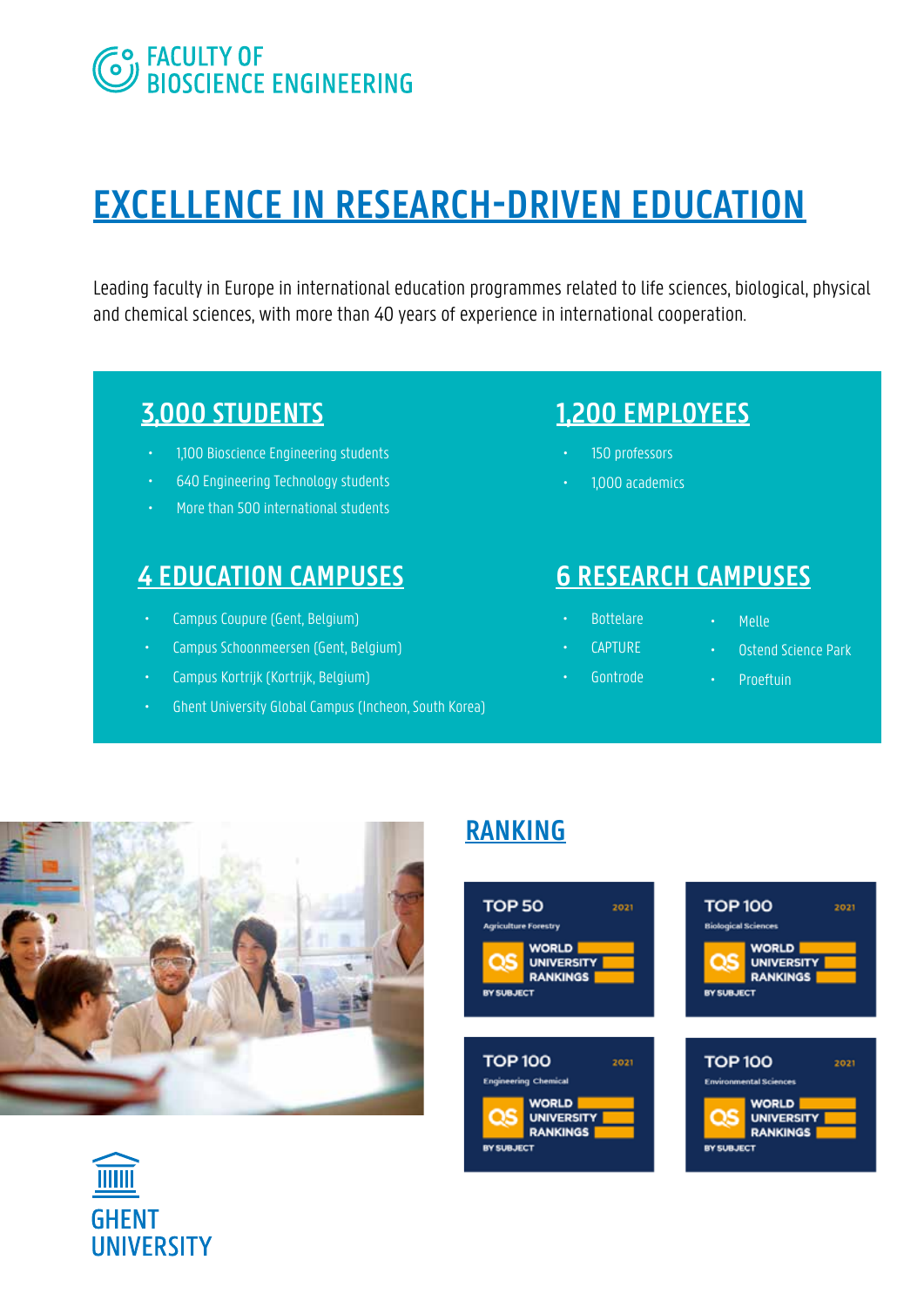FACULTY OF BIOSCIENCE ENGINEERING

# EXCELLENCE IN RESEARCH-DRIVEN EDUCATION

Leading faculty in Europe in international education programmes related to life sciences, biological, physical and chemical sciences, with more than 40 years of experience in international cooperation.

## 3,000 STUDENTS

- 1,100 Bioscience Engineering students
- 640 Engineering Technology students
- More than 500 international students

## 1,200 EMPLOYEES

- 150 professors
- 1,000 academics

## 4 EDUCATION CAMPUSES

- Campus Coupure (Gent, Belgium)
- Campus Schoonmeersen (Gent, Belgium)
- Campus Kortrijk (Kortrijk, Belgium)
- Ghent University Global Campus (Incheon, South Korea)

## 6 RESEARCH CAMPUSES

- Bottelare
- CAPTURE
- Gontrode
- Melle
- Ostend Science Park
- Proeftuin

## RANKING

- TOP 50 – Agriculture Forestry – 2021 – QS World University Rankings by Subject
- TOP 100 – Biological Sciences – 2021 – QS World University Rankings by Subject
- TOP 100 – Engineering Chemical – 2021 – QS World University Rankings by Subject
- TOP 100 – Environmental Sciences – 2021 – QS World University Rankings by Subject

GHENT UNIVERSITY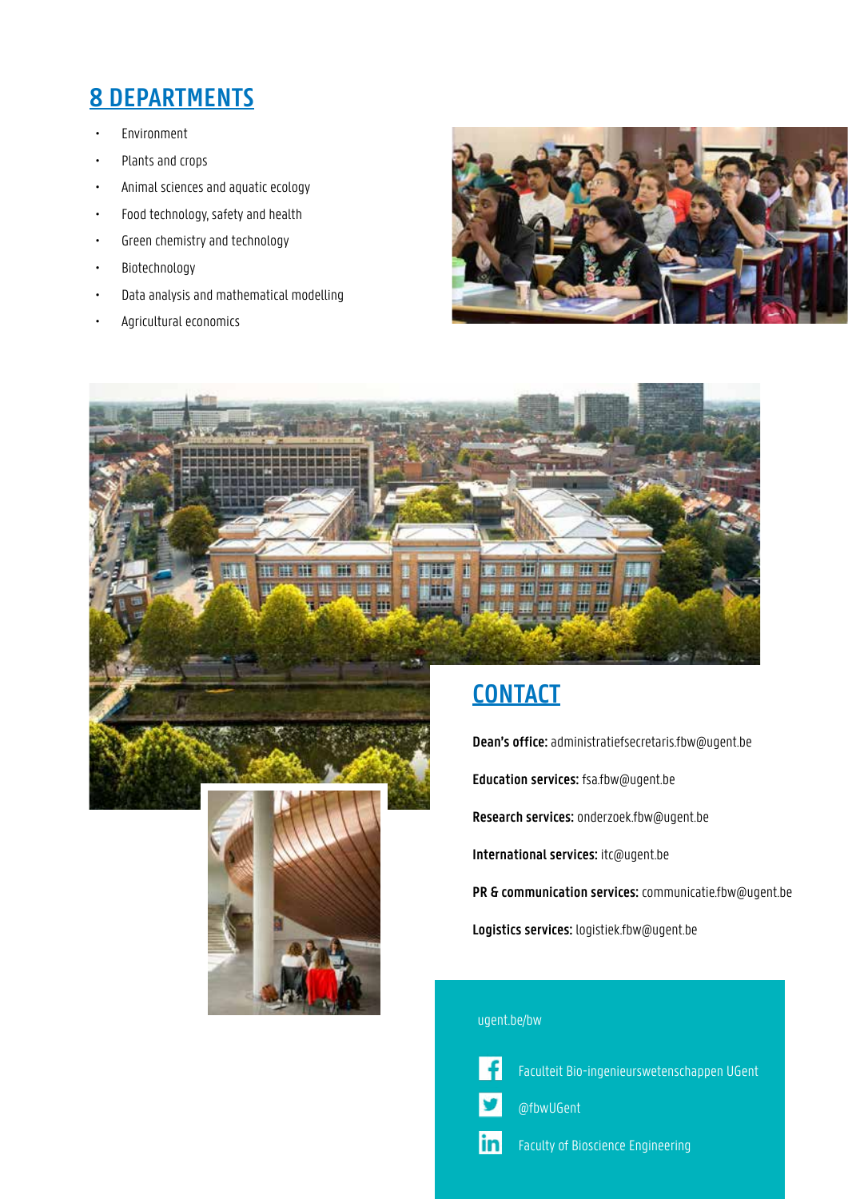## 8 DEPARTMENTS

- Environment
- Plants and crops
- Animal sciences and aquatic ecology
- Food technology, safety and health
- Green chemistry and technology
- Biotechnology
- Data analysis and mathematical modelling
- Agricultural economics

## CONTACT

**Dean's office:** administratiefsecretaris.fbw@ugent.be

**Education services:** fsa.fbw@ugent.be

**Research services:** onderzoek.fbw@ugent.be

**International services:** itc@ugent.be

**PR & communication services:** communicatie.fbw@ugent.be

**Logistics services:** logistiek.fbw@ugent.be

ugent.be/bw

Faculteit Bio-ingenieurswetenschappen UGent

@fbwUGent

Faculty of Bioscience Engineering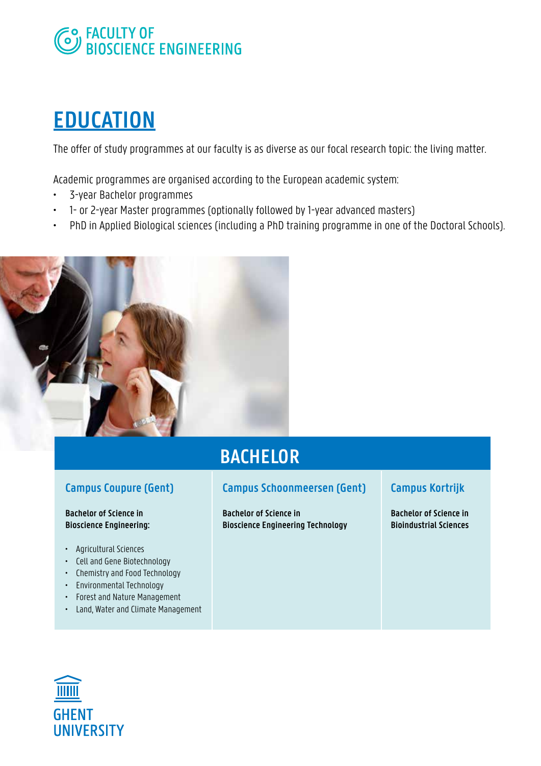FACULTY OF BIOSCIENCE ENGINEERING

# EDUCATION

The offer of study programmes at our faculty is as diverse as our focal research topic: the living matter.

Academic programmes are organised according to the European academic system:

- 3-year Bachelor programmes
- 1- or 2-year Master programmes (optionally followed by 1-year advanced masters)
- PhD in Applied Biological sciences (including a PhD training programme in one of the Doctoral Schools).

## BACHELOR

### Campus Coupure (Gent)

**Bachelor of Science in Bioscience Engineering:**

- Agricultural Sciences
- Cell and Gene Biotechnology
- Chemistry and Food Technology
- Environmental Technology
- Forest and Nature Management
- Land, Water and Climate Management

### Campus Schoonmeersen (Gent)

**Bachelor of Science in Bioscience Engineering Technology**

### Campus Kortrijk

**Bachelor of Science in Bioindustrial Sciences**

GHENT UNIVERSITY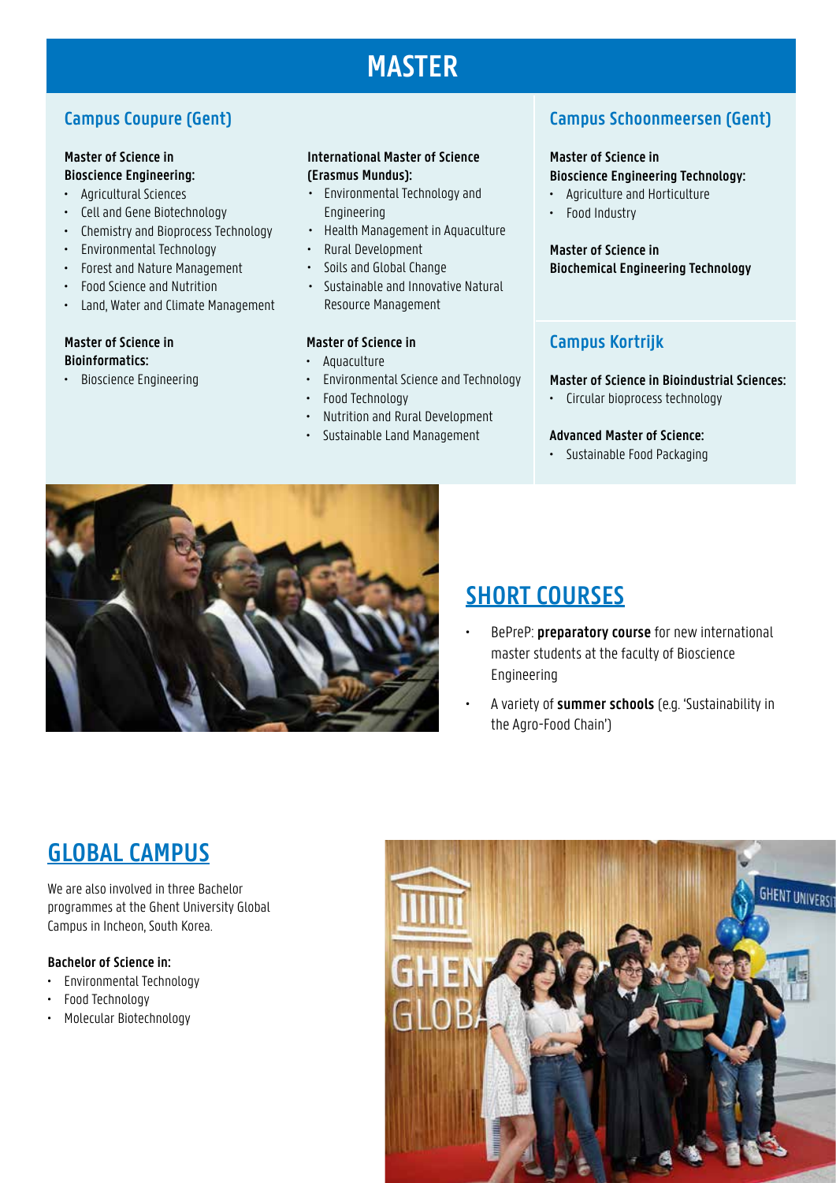# MASTER

## Campus Coupure (Gent)

**Master of Science in Bioscience Engineering:**

- Agricultural Sciences
- Cell and Gene Biotechnology
- Chemistry and Bioprocess Technology
- Environmental Technology
- Forest and Nature Management
- Food Science and Nutrition
- Land, Water and Climate Management

**Master of Science in Bioinformatics:**

- Bioscience Engineering

**International Master of Science (Erasmus Mundus):**

- Environmental Technology and Engineering
- Health Management in Aquaculture
- Rural Development
- Soils and Global Change
- Sustainable and Innovative Natural Resource Management

**Master of Science in**

- Aquaculture
- Environmental Science and Technology
- Food Technology
- Nutrition and Rural Development
- Sustainable Land Management

## Campus Schoonmeersen (Gent)

**Master of Science in Bioscience Engineering Technology:**

- Agriculture and Horticulture
- Food Industry

**Master of Science in Biochemical Engineering Technology**

## Campus Kortrijk

**Master of Science in Bioindustrial Sciences:**

- Circular bioprocess technology

**Advanced Master of Science:**

- Sustainable Food Packaging

## SHORT COURSES

- BePreP: **preparatory course** for new international master students at the faculty of Bioscience Engineering
- A variety of **summer schools** (e.g. 'Sustainability in the Agro-Food Chain')

## GLOBAL CAMPUS

We are also involved in three Bachelor programmes at the Ghent University Global Campus in Incheon, South Korea.

**Bachelor of Science in:**

- Environmental Technology
- Food Technology
- Molecular Biotechnology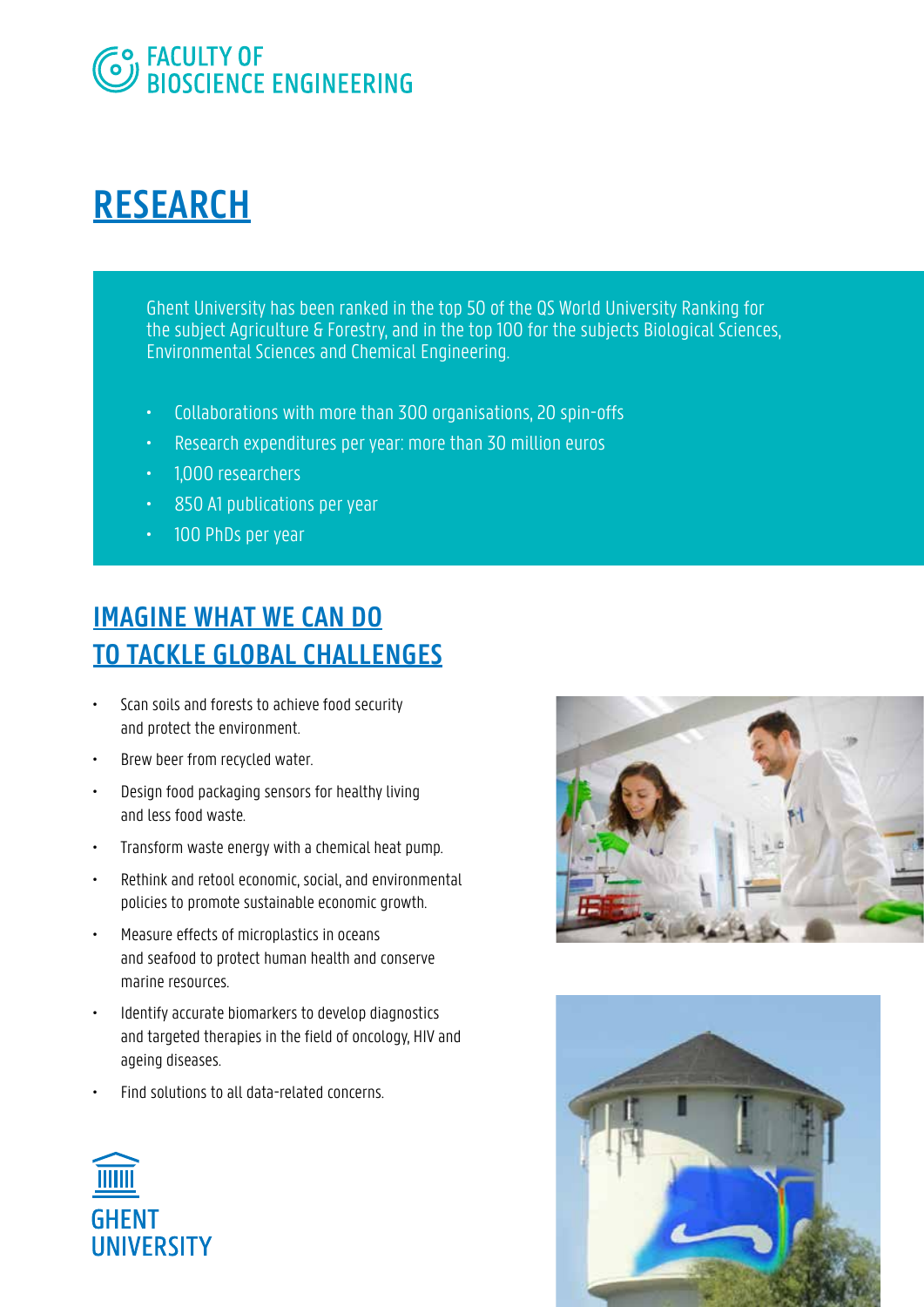FACULTY OF BIOSCIENCE ENGINEERING

# RESEARCH

Ghent University has been ranked in the top 50 of the QS World University Ranking for the subject Agriculture & Forestry, and in the top 100 for the subjects Biological Sciences, Environmental Sciences and Chemical Engineering.

- Collaborations with more than 300 organisations, 20 spin-offs
- Research expenditures per year: more than 30 million euros
- 1,000 researchers
- 850 A1 publications per year
- 100 PhDs per year

## IMAGINE WHAT WE CAN DO TO TACKLE GLOBAL CHALLENGES

- Scan soils and forests to achieve food security and protect the environment.
- Brew beer from recycled water.
- Design food packaging sensors for healthy living and less food waste.
- Transform waste energy with a chemical heat pump.
- Rethink and retool economic, social, and environmental policies to promote sustainable economic growth.
- Measure effects of microplastics in oceans and seafood to protect human health and conserve marine resources.
- Identify accurate biomarkers to develop diagnostics and targeted therapies in the field of oncology, HIV and ageing diseases.
- Find solutions to all data-related concerns.

GHENT UNIVERSITY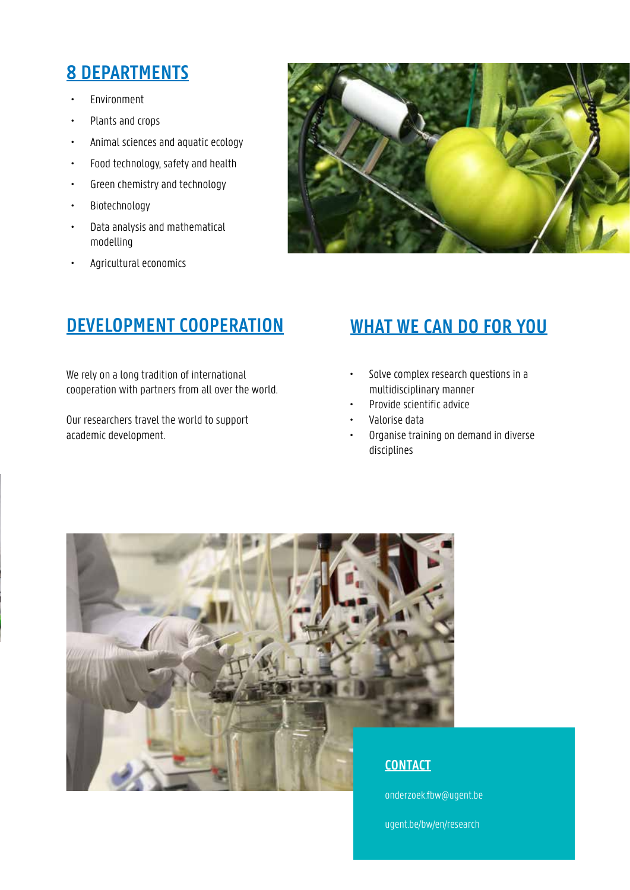## 8 DEPARTMENTS

- Environment
- Plants and crops
- Animal sciences and aquatic ecology
- Food technology, safety and health
- Green chemistry and technology
- Biotechnology
- Data analysis and mathematical modelling
- Agricultural economics

## DEVELOPMENT COOPERATION

We rely on a long tradition of international cooperation with partners from all over the world.

Our researchers travel the world to support academic development.

## WHAT WE CAN DO FOR YOU

- Solve complex research questions in a multidisciplinary manner
- Provide scientific advice
- Valorise data
- Organise training on demand in diverse disciplines

## CONTACT

onderzoek.fbw@ugent.be

ugent.be/bw/en/research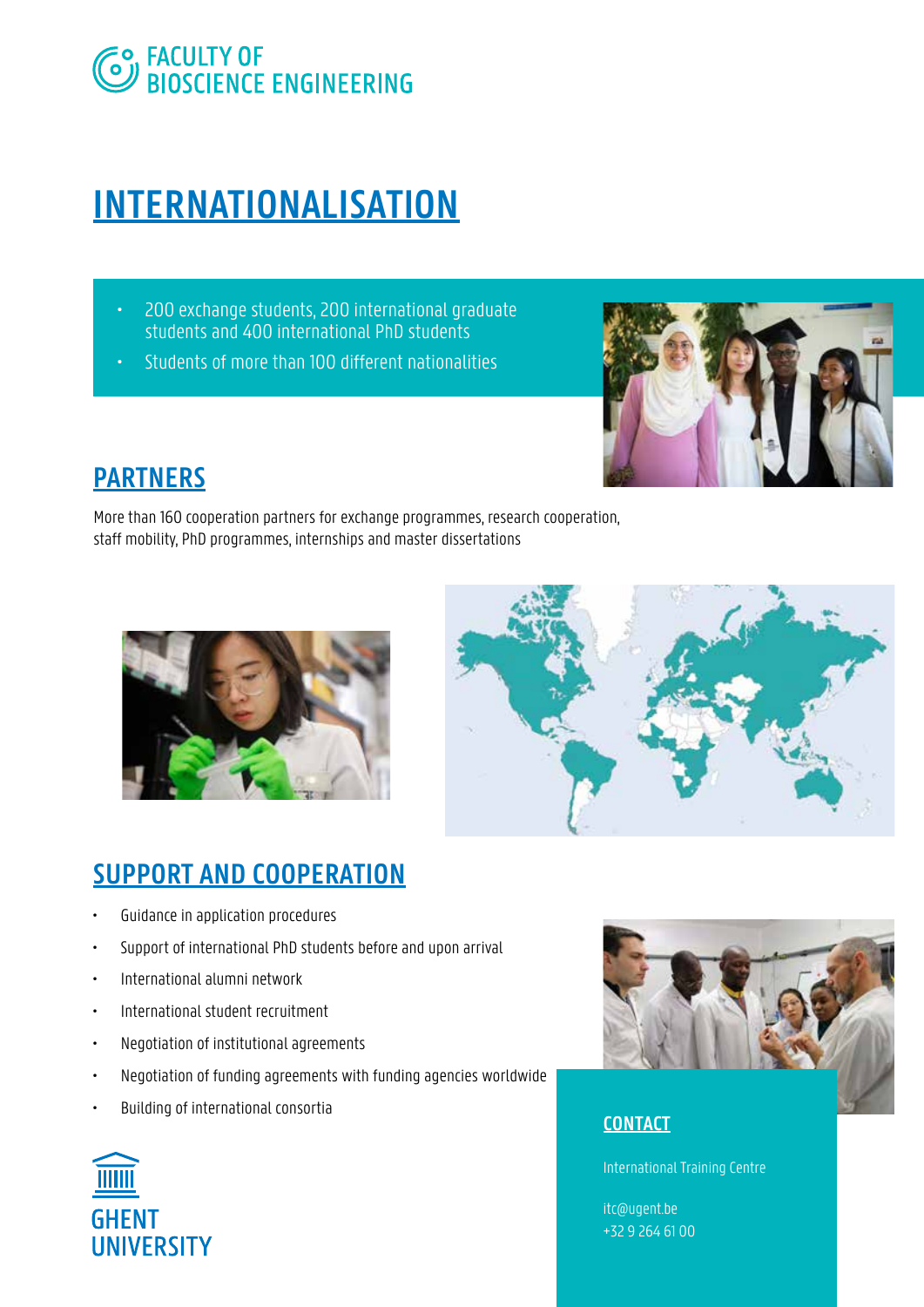FACULTY OF BIOSCIENCE ENGINEERING

# INTERNATIONALISATION

- 200 exchange students, 200 international graduate students and 400 international PhD students
- Students of more than 100 different nationalities

## PARTNERS

More than 160 cooperation partners for exchange programmes, research cooperation, staff mobility, PhD programmes, internships and master dissertations

## SUPPORT AND COOPERATION

- Guidance in application procedures
- Support of international PhD students before and upon arrival
- International alumni network
- International student recruitment
- Negotiation of institutional agreements
- Negotiation of funding agreements with funding agencies worldwide
- Building of international consortia

## CONTACT

International Training Centre

itc@ugent.be
+32 9 264 61 00

GHENT UNIVERSITY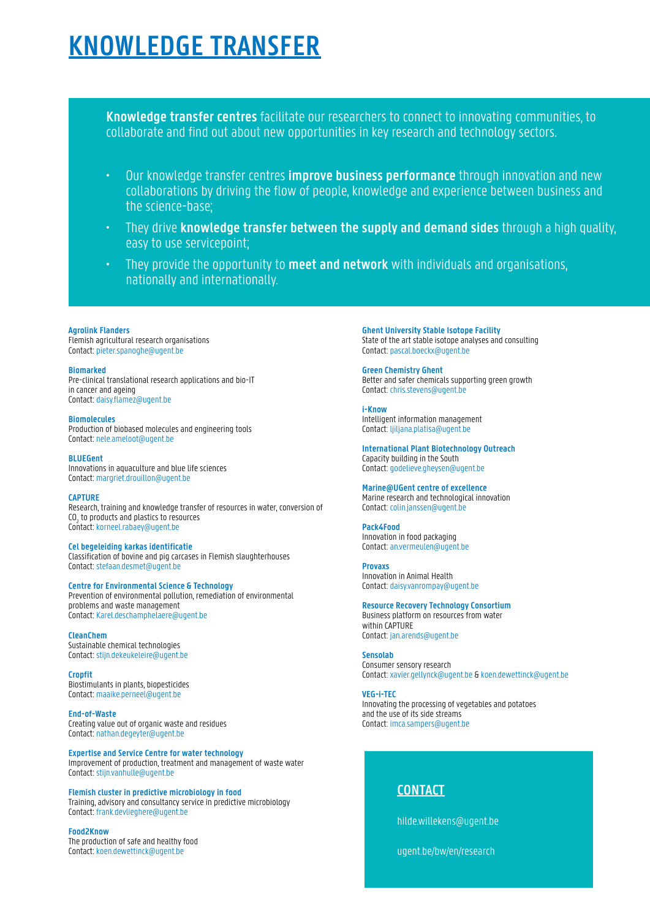# KNOWLEDGE TRANSFER

**Knowledge transfer centres** facilitate our researchers to connect to innovating communities, to collaborate and find out about new opportunities in key research and technology sectors.

- Our knowledge transfer centres **improve business performance** through innovation and new collaborations by driving the flow of people, knowledge and experience between business and the science-base;
- They drive **knowledge transfer between the supply and demand sides** through a high quality, easy to use servicepoint;
- They provide the opportunity to **meet and network** with individuals and organisations, nationally and internationally.

**Agrolink Flanders**
Flemish agricultural research organisations
Contact: pieter.spanoghe@ugent.be

**Biomarked**
Pre-clinical translational research applications and bio-IT in cancer and ageing
Contact: daisy.flamez@ugent.be

**Biomolecules**
Production of biobased molecules and engineering tools
Contact: nele.ameloot@ugent.be

**BLUEGent**
Innovations in aquaculture and blue life sciences
Contact: margriet.drouillon@ugent.be

**CAPTURE**
Research, training and knowledge transfer of resources in water, conversion of $CO_2$ to products and plastics to resources
Contact: korneel.rabaey@ugent.be

**Cel begeleiding karkas identificatie**
Classification of bovine and pig carcases in Flemish slaughterhouses
Contact: stefaan.desmet@ugent.be

**Centre for Environmental Science & Technology**
Prevention of environmental pollution, remediation of environmental problems and waste management
Contact: Karel.deschamphelaere@ugent.be

**CleanChem**
Sustainable chemical technologies
Contact: stijn.dekeukeleire@ugent.be

**Cropfit**
Biostimulants in plants, biopesticides
Contact: maaike.perneel@ugent.be

**End-of-Waste**
Creating value out of organic waste and residues
Contact: nathan.degeyter@ugent.be

**Expertise and Service Centre for water technology**
Improvement of production, treatment and management of waste water
Contact: stijn.vanhulle@ugent.be

**Flemish cluster in predictive microbiology in food**
Training, advisory and consultancy service in predictive microbiology
Contact: frank.devlieghere@ugent.be

**Food2Know**
The production of safe and healthy food
Contact: koen.dewettinck@ugent.be

**Ghent University Stable Isotope Facility**
State of the art stable isotope analyses and consulting
Contact: pascal.boeckx@ugent.be

**Green Chemistry Ghent**
Better and safer chemicals supporting green growth
Contact: chris.stevens@ugent.be

**i-Know**
Intelligent information management
Contact: ljiljana.platisa@ugent.be

**International Plant Biotechnology Outreach**
Capacity building in the South
Contact: godelieve.gheysen@ugent.be

**Marine@UGent centre of excellence**
Marine research and technological innovation
Contact: colin.janssen@ugent.be

**Pack4Food**
Innovation in food packaging
Contact: an.vermeulen@ugent.be

**Provaxs**
Innovation in Animal Health
Contact: daisy.vanrompay@ugent.be

**Resource Recovery Technology Consortium**
Business platform on resources from water within CAPTURE
Contact: jan.arends@ugent.be

**Sensolab**
Consumer sensory research
Contact: xavier.gellynck@ugent.be & koen.dewettinck@ugent.be

**VEG-i-TEC**
Innovating the processing of vegetables and potatoes and the use of its side streams
Contact: imca.sampers@ugent.be

## CONTACT

hilde.willekens@ugent.be

ugent.be/bw/en/research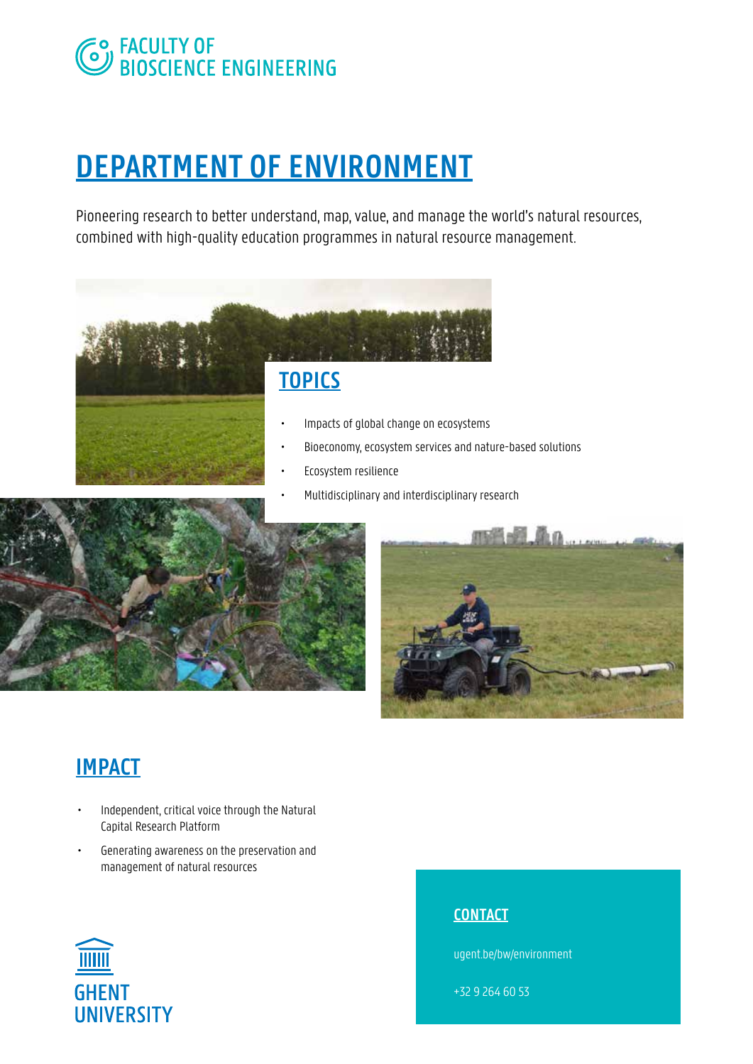FACULTY OF BIOSCIENCE ENGINEERING

# DEPARTMENT OF ENVIRONMENT

Pioneering research to better understand, map, value, and manage the world's natural resources, combined with high-quality education programmes in natural resource management.

## TOPICS

- Impacts of global change on ecosystems
- Bioeconomy, ecosystem services and nature-based solutions
- Ecosystem resilience
- Multidisciplinary and interdisciplinary research

## IMPACT

- Independent, critical voice through the Natural Capital Research Platform
- Generating awareness on the preservation and management of natural resources

## CONTACT

ugent.be/bw/environment

+32 9 264 60 53

GHENT UNIVERSITY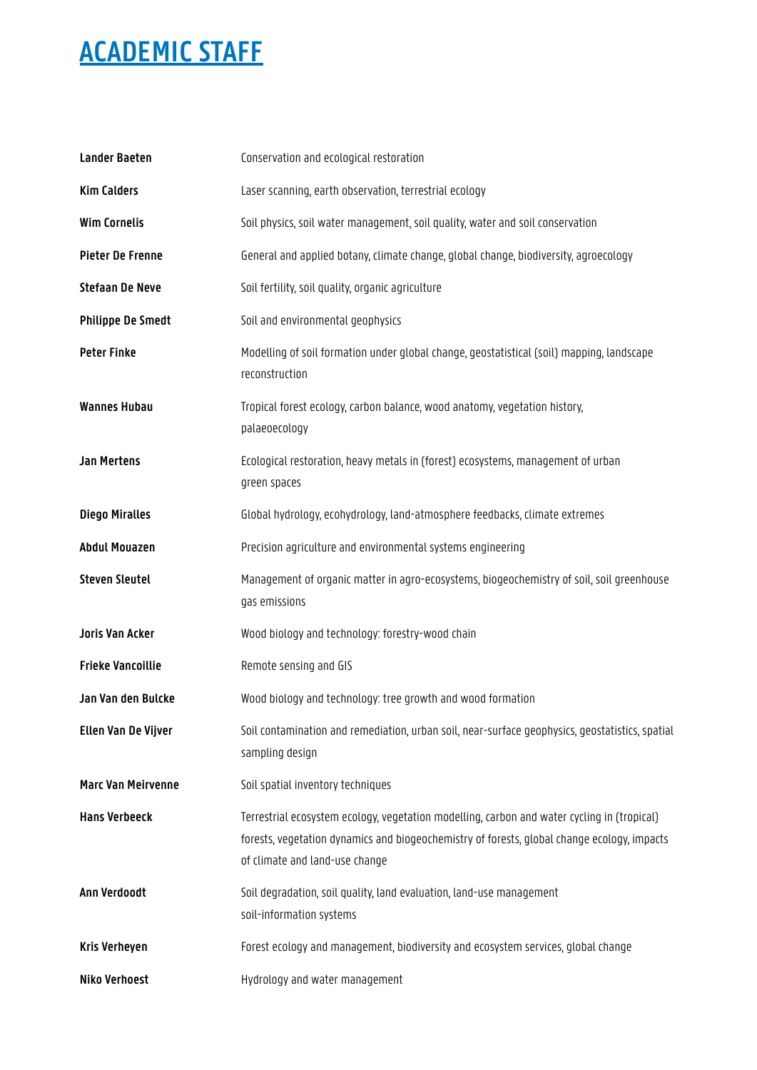# ACADEMIC STAFF

| | |
|---|---|
| **Lander Baeten** | Conservation and ecological restoration |
| **Kim Calders** | Laser scanning, earth observation, terrestrial ecology |
| **Wim Cornelis** | Soil physics, soil water management, soil quality, water and soil conservation |
| **Pieter De Frenne** | General and applied botany, climate change, global change, biodiversity, agroecology |
| **Stefaan De Neve** | Soil fertility, soil quality, organic agriculture |
| **Philippe De Smedt** | Soil and environmental geophysics |
| **Peter Finke** | Modelling of soil formation under global change, geostatistical (soil) mapping, landscape reconstruction |
| **Wannes Hubau** | Tropical forest ecology, carbon balance, wood anatomy, vegetation history, palaeoecology |
| **Jan Mertens** | Ecological restoration, heavy metals in (forest) ecosystems, management of urban green spaces |
| **Diego Miralles** | Global hydrology, ecohydrology, land-atmosphere feedbacks, climate extremes |
| **Abdul Mouazen** | Precision agriculture and environmental systems engineering |
| **Steven Sleutel** | Management of organic matter in agro-ecosystems, biogeochemistry of soil, soil greenhouse gas emissions |
| **Joris Van Acker** | Wood biology and technology: forestry-wood chain |
| **Frieke Vancoillie** | Remote sensing and GIS |
| **Jan Van den Bulcke** | Wood biology and technology: tree growth and wood formation |
| **Ellen Van De Vijver** | Soil contamination and remediation, urban soil, near-surface geophysics, geostatistics, spatial sampling design |
| **Marc Van Meirvenne** | Soil spatial inventory techniques |
| **Hans Verbeeck** | Terrestrial ecosystem ecology, vegetation modelling, carbon and water cycling in (tropical) forests, vegetation dynamics and biogeochemistry of forests, global change ecology, impacts of climate and land-use change |
| **Ann Verdoodt** | Soil degradation, soil quality, land evaluation, land-use management soil-information systems |
| **Kris Verheyen** | Forest ecology and management, biodiversity and ecosystem services, global change |
| **Niko Verhoest** | Hydrology and water management |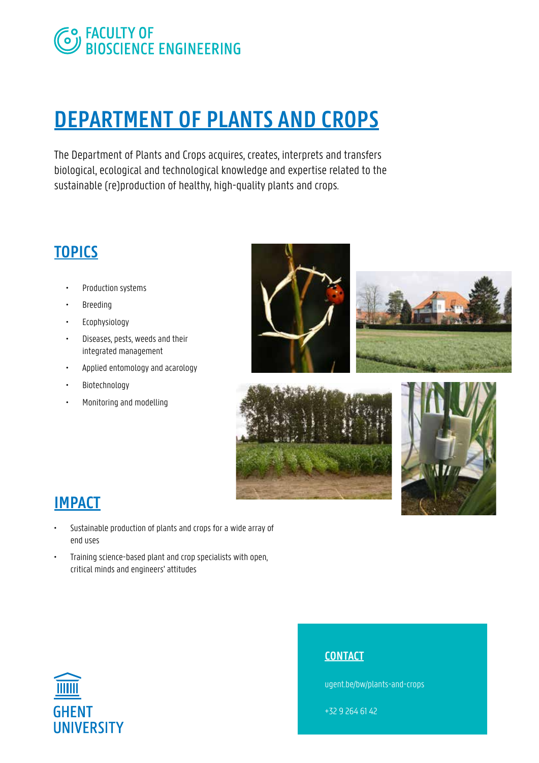FACULTY OF
BIOSCIENCE ENGINEERING

# DEPARTMENT OF PLANTS AND CROPS

The Department of Plants and Crops acquires, creates, interprets and transfers biological, ecological and technological knowledge and expertise related to the sustainable (re)production of healthy, high-quality plants and crops.

## TOPICS

- Production systems
- Breeding
- Ecophysiology
- Diseases, pests, weeds and their integrated management
- Applied entomology and acarology
- Biotechnology
- Monitoring and modelling

## IMPACT

- Sustainable production of plants and crops for a wide array of end uses
- Training science-based plant and crop specialists with open, critical minds and engineers' attitudes

GHENT UNIVERSITY

## CONTACT

ugent.be/bw/plants-and-crops

+32 9 264 61 42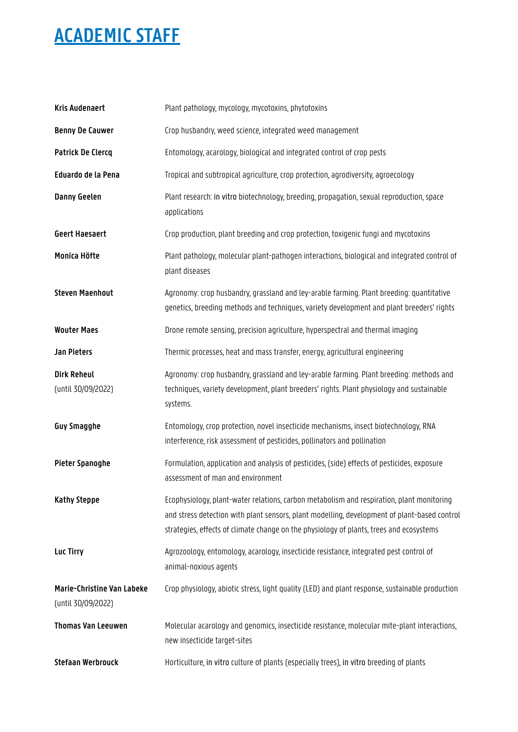# ACADEMIC STAFF

| | |
|---|---|
| **Kris Audenaert** | Plant pathology, mycology, mycotoxins, phytotoxins |
| **Benny De Cauwer** | Crop husbandry, weed science, integrated weed management |
| **Patrick De Clercq** | Entomology, acarology, biological and integrated control of crop pests |
| **Eduardo de la Pena** | Tropical and subtropical agriculture, crop protection, agrodiversity, agroecology |
| **Danny Geelen** | Plant research: in vitro biotechnology, breeding, propagation, sexual reproduction, space applications |
| **Geert Haesaert** | Crop production, plant breeding and crop protection, toxigenic fungi and mycotoxins |
| **Monica Höfte** | Plant pathology, molecular plant-pathogen interactions, biological and integrated control of plant diseases |
| **Steven Maenhout** | Agronomy: crop husbandry, grassland and ley-arable farming. Plant breeding: quantitative genetics, breeding methods and techniques, variety development and plant breeders' rights |
| **Wouter Maes** | Drone remote sensing, precision agriculture, hyperspectral and thermal imaging |
| **Jan Pieters** | Thermic processes, heat and mass transfer, energy, agricultural engineering |
| **Dirk Reheul** (until 30/09/2022) | Agronomy: crop husbandry, grassland and ley-arable farming. Plant breeding: methods and techniques, variety development, plant breeders' rights. Plant physiology and sustainable systems. |
| **Guy Smagghe** | Entomology, crop protection, novel insecticide mechanisms, insect biotechnology, RNA interference, risk assessment of pesticides, pollinators and pollination |
| **Pieter Spanoghe** | Formulation, application and analysis of pesticides, (side) effects of pesticides, exposure assessment of man and environment |
| **Kathy Steppe** | Ecophysiology, plant-water relations, carbon metabolism and respiration, plant monitoring and stress detection with plant sensors, plant modelling, development of plant-based control strategies, effects of climate change on the physiology of plants, trees and ecosystems |
| **Luc Tirry** | Agrozoology, entomology, acarology, insecticide resistance, integrated pest control of animal-noxious agents |
| **Marie-Christine Van Labeke** (until 30/09/2022) | Crop physiology, abiotic stress, light quality (LED) and plant response, sustainable production |
| **Thomas Van Leeuwen** | Molecular acarology and genomics, insecticide resistance, molecular mite-plant interactions, new insecticide target-sites |
| **Stefaan Werbrouck** | Horticulture, in vitro culture of plants (especially trees), in vitro breeding of plants |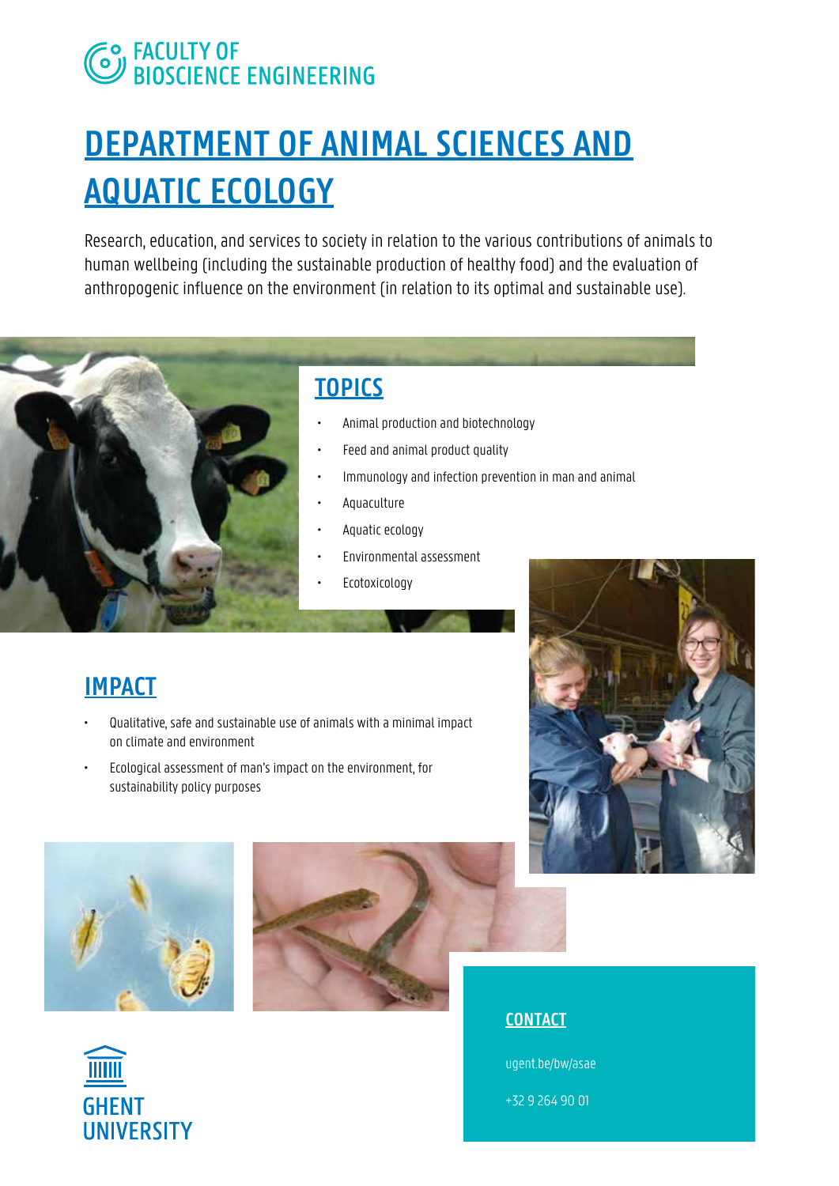FACULTY OF BIOSCIENCE ENGINEERING

# DEPARTMENT OF ANIMAL SCIENCES AND AQUATIC ECOLOGY

Research, education, and services to society in relation to the various contributions of animals to human wellbeing (including the sustainable production of healthy food) and the evaluation of anthropogenic influence on the environment (in relation to its optimal and sustainable use).

## TOPICS

- Animal production and biotechnology
- Feed and animal product quality
- Immunology and infection prevention in man and animal
- Aquaculture
- Aquatic ecology
- Environmental assessment
- Ecotoxicology

## IMPACT

- Qualitative, safe and sustainable use of animals with a minimal impact on climate and environment
- Ecological assessment of man's impact on the environment, for sustainability policy purposes

## CONTACT

ugent.be/bw/asae

+32 9 264 90 01

GHENT UNIVERSITY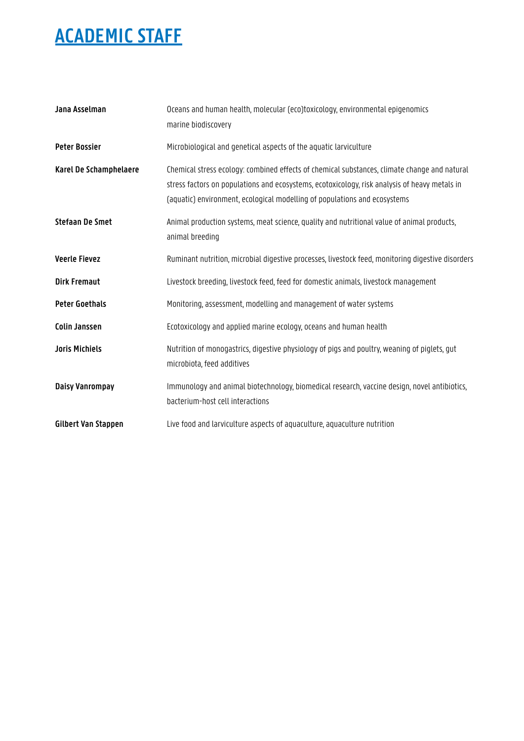# ACADEMIC STAFF

| | |
|---|---|
| **Jana Asselman** | Oceans and human health, molecular (eco)toxicology, environmental epigenomics marine biodiscovery |
| **Peter Bossier** | Microbiological and genetical aspects of the aquatic larviculture |
| **Karel De Schamphelaere** | Chemical stress ecology: combined effects of chemical substances, climate change and natural stress factors on populations and ecosystems, ecotoxicology, risk analysis of heavy metals in (aquatic) environment, ecological modelling of populations and ecosystems |
| **Stefaan De Smet** | Animal production systems, meat science, quality and nutritional value of animal products, animal breeding |
| **Veerle Fievez** | Ruminant nutrition, microbial digestive processes, livestock feed, monitoring digestive disorders |
| **Dirk Fremaut** | Livestock breeding, livestock feed, feed for domestic animals, livestock management |
| **Peter Goethals** | Monitoring, assessment, modelling and management of water systems |
| **Colin Janssen** | Ecotoxicology and applied marine ecology, oceans and human health |
| **Joris Michiels** | Nutrition of monogastrics, digestive physiology of pigs and poultry, weaning of piglets, gut microbiota, feed additives |
| **Daisy Vanrompay** | Immunology and animal biotechnology, biomedical research, vaccine design, novel antibiotics, bacterium-host cell interactions |
| **Gilbert Van Stappen** | Live food and larviculture aspects of aquaculture, aquaculture nutrition |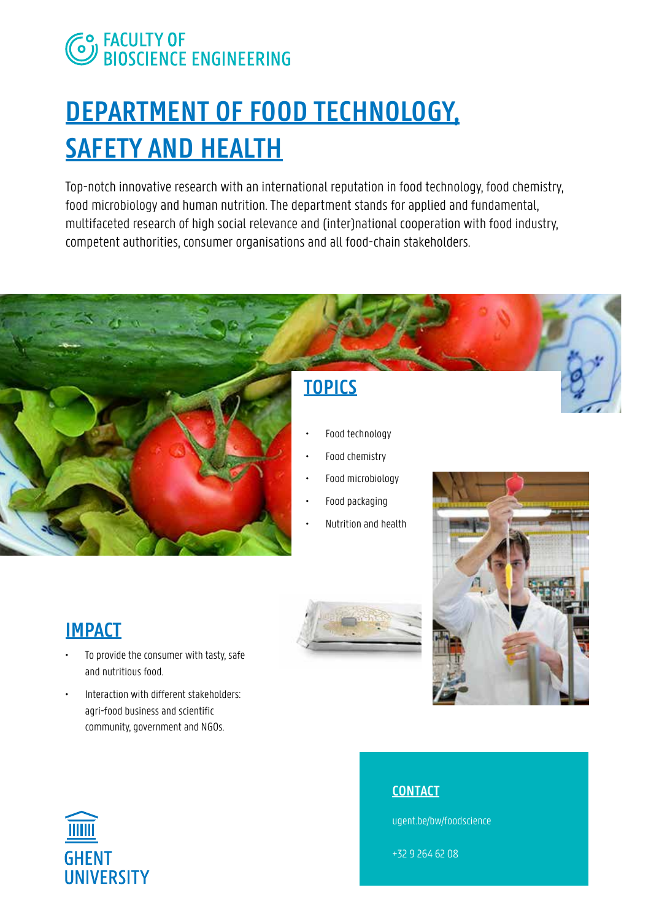FACULTY OF BIOSCIENCE ENGINEERING

# DEPARTMENT OF FOOD TECHNOLOGY, SAFETY AND HEALTH

Top-notch innovative research with an international reputation in food technology, food chemistry, food microbiology and human nutrition. The department stands for applied and fundamental, multifaceted research of high social relevance and (inter)national cooperation with food industry, competent authorities, consumer organisations and all food-chain stakeholders.

## TOPICS

- Food technology
- Food chemistry
- Food microbiology
- Food packaging
- Nutrition and health

## IMPACT

- To provide the consumer with tasty, safe and nutritious food.
- Interaction with different stakeholders: agri-food business and scientific community, government and NGOs.

## CONTACT

ugent.be/bw/foodscience

+32 9 264 62 08

GHENT UNIVERSITY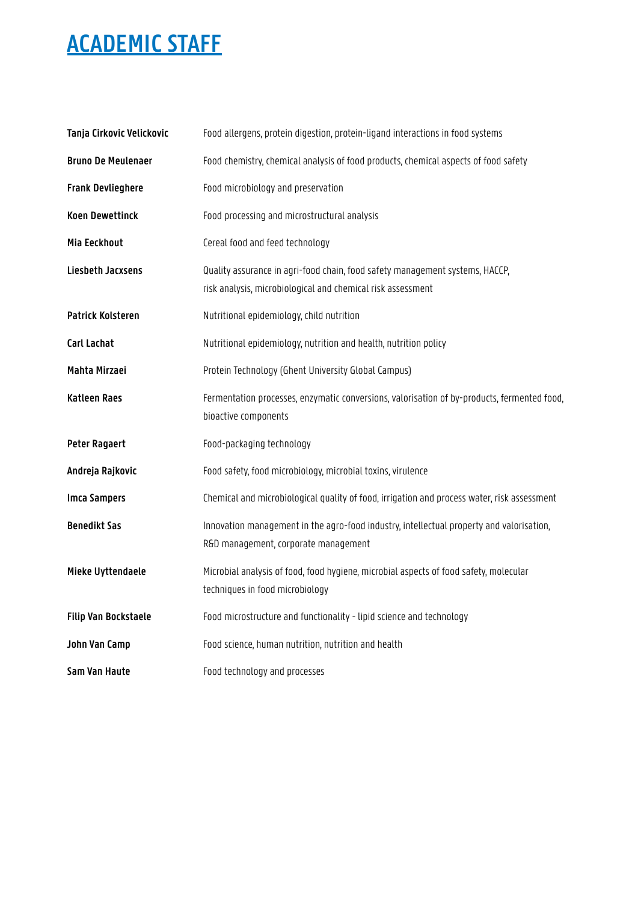# ACADEMIC STAFF

| | |
|---|---|
| **Tanja Cirkovic Velickovic** | Food allergens, protein digestion, protein-ligand interactions in food systems |
| **Bruno De Meulenaer** | Food chemistry, chemical analysis of food products, chemical aspects of food safety |
| **Frank Devlieghere** | Food microbiology and preservation |
| **Koen Dewettinck** | Food processing and microstructural analysis |
| **Mia Eeckhout** | Cereal food and feed technology |
| **Liesbeth Jacxsens** | Quality assurance in agri-food chain, food safety management systems, HACCP, risk analysis, microbiological and chemical risk assessment |
| **Patrick Kolsteren** | Nutritional epidemiology, child nutrition |
| **Carl Lachat** | Nutritional epidemiology, nutrition and health, nutrition policy |
| **Mahta Mirzaei** | Protein Technology (Ghent University Global Campus) |
| **Katleen Raes** | Fermentation processes, enzymatic conversions, valorisation of by-products, fermented food, bioactive components |
| **Peter Ragaert** | Food-packaging technology |
| **Andreja Rajkovic** | Food safety, food microbiology, microbial toxins, virulence |
| **Imca Sampers** | Chemical and microbiological quality of food, irrigation and process water, risk assessment |
| **Benedikt Sas** | Innovation management in the agro-food industry, intellectual property and valorisation, R&D management, corporate management |
| **Mieke Uyttendaele** | Microbial analysis of food, food hygiene, microbial aspects of food safety, molecular techniques in food microbiology |
| **Filip Van Bockstaele** | Food microstructure and functionality - lipid science and technology |
| **John Van Camp** | Food science, human nutrition, nutrition and health |
| **Sam Van Haute** | Food technology and processes |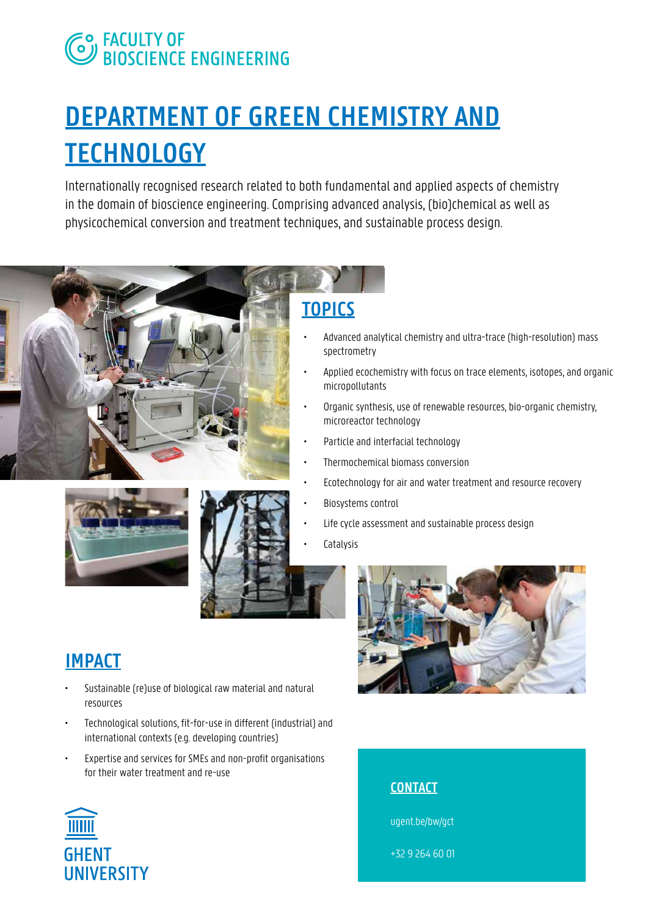FACULTY OF BIOSCIENCE ENGINEERING

# DEPARTMENT OF GREEN CHEMISTRY AND TECHNOLOGY

Internationally recognised research related to both fundamental and applied aspects of chemistry in the domain of bioscience engineering. Comprising advanced analysis, (bio)chemical as well as physicochemical conversion and treatment techniques, and sustainable process design.

## TOPICS

- Advanced analytical chemistry and ultra-trace (high-resolution) mass spectrometry
- Applied ecochemistry with focus on trace elements, isotopes, and organic micropollutants
- Organic synthesis, use of renewable resources, bio-organic chemistry, microreactor technology
- Particle and interfacial technology
- Thermochemical biomass conversion
- Ecotechnology for air and water treatment and resource recovery
- Biosystems control
- Life cycle assessment and sustainable process design
- Catalysis

## IMPACT

- Sustainable (re)use of biological raw material and natural resources
- Technological solutions, fit-for-use in different (industrial) and international contexts (e.g. developing countries)
- Expertise and services for SMEs and non-profit organisations for their water treatment and re-use

## CONTACT

ugent.be/bw/gct

+32 9 264 60 01

GHENT UNIVERSITY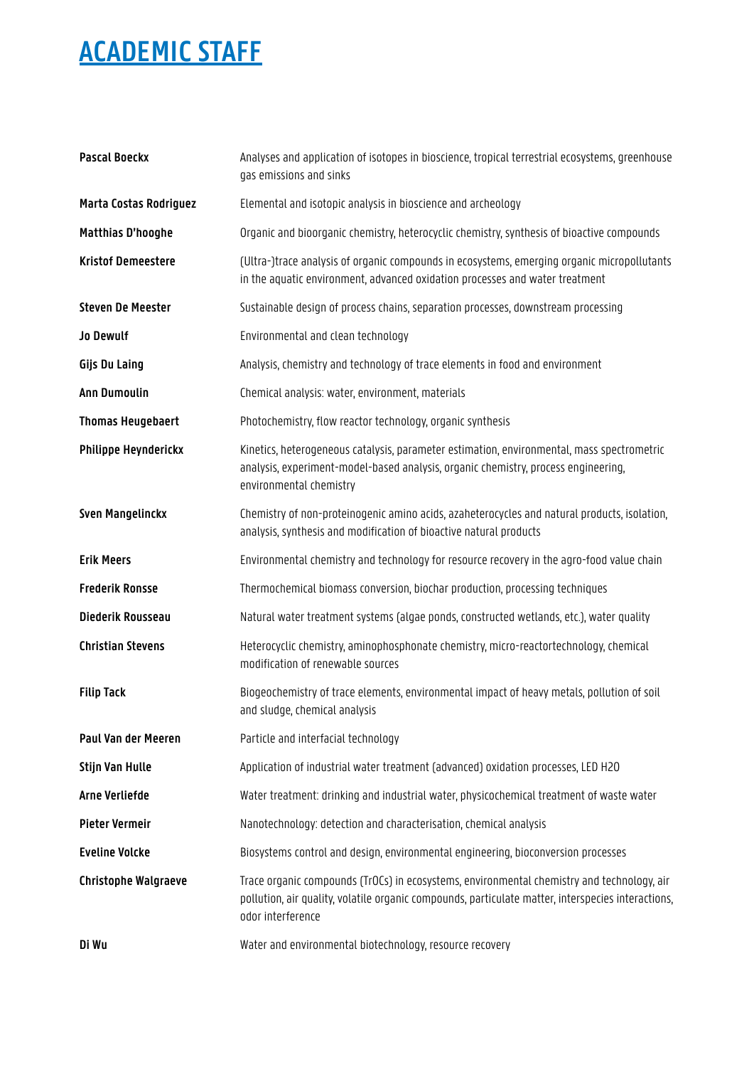# ACADEMIC STAFF

| | |
|---|---|
| **Pascal Boeckx** | Analyses and application of isotopes in bioscience, tropical terrestrial ecosystems, greenhouse gas emissions and sinks |
| **Marta Costas Rodriguez** | Elemental and isotopic analysis in bioscience and archeology |
| **Matthias D'hooghe** | Organic and bioorganic chemistry, heterocyclic chemistry, synthesis of bioactive compounds |
| **Kristof Demeestere** | (Ultra-)trace analysis of organic compounds in ecosystems, emerging organic micropollutants in the aquatic environment, advanced oxidation processes and water treatment |
| **Steven De Meester** | Sustainable design of process chains, separation processes, downstream processing |
| **Jo Dewulf** | Environmental and clean technology |
| **Gijs Du Laing** | Analysis, chemistry and technology of trace elements in food and environment |
| **Ann Dumoulin** | Chemical analysis: water, environment, materials |
| **Thomas Heugebaert** | Photochemistry, flow reactor technology, organic synthesis |
| **Philippe Heynderickx** | Kinetics, heterogeneous catalysis, parameter estimation, environmental, mass spectrometric analysis, experiment-model-based analysis, organic chemistry, process engineering, environmental chemistry |
| **Sven Mangelinckx** | Chemistry of non-proteinogenic amino acids, azaheterocycles and natural products, isolation, analysis, synthesis and modification of bioactive natural products |
| **Erik Meers** | Environmental chemistry and technology for resource recovery in the agro-food value chain |
| **Frederik Ronsse** | Thermochemical biomass conversion, biochar production, processing techniques |
| **Diederik Rousseau** | Natural water treatment systems (algae ponds, constructed wetlands, etc.), water quality |
| **Christian Stevens** | Heterocyclic chemistry, aminophosphonate chemistry, micro-reactortechnology, chemical modification of renewable sources |
| **Filip Tack** | Biogeochemistry of trace elements, environmental impact of heavy metals, pollution of soil and sludge, chemical analysis |
| **Paul Van der Meeren** | Particle and interfacial technology |
| **Stijn Van Hulle** | Application of industrial water treatment (advanced) oxidation processes, LED H2O |
| **Arne Verliefde** | Water treatment: drinking and industrial water, physicochemical treatment of waste water |
| **Pieter Vermeir** | Nanotechnology: detection and characterisation, chemical analysis |
| **Eveline Volcke** | Biosystems control and design, environmental engineering, bioconversion processes |
| **Christophe Walgraeve** | Trace organic compounds (TrOCs) in ecosystems, environmental chemistry and technology, air pollution, air quality, volatile organic compounds, particulate matter, interspecies interactions, odor interference |
| **Di Wu** | Water and environmental biotechnology, resource recovery |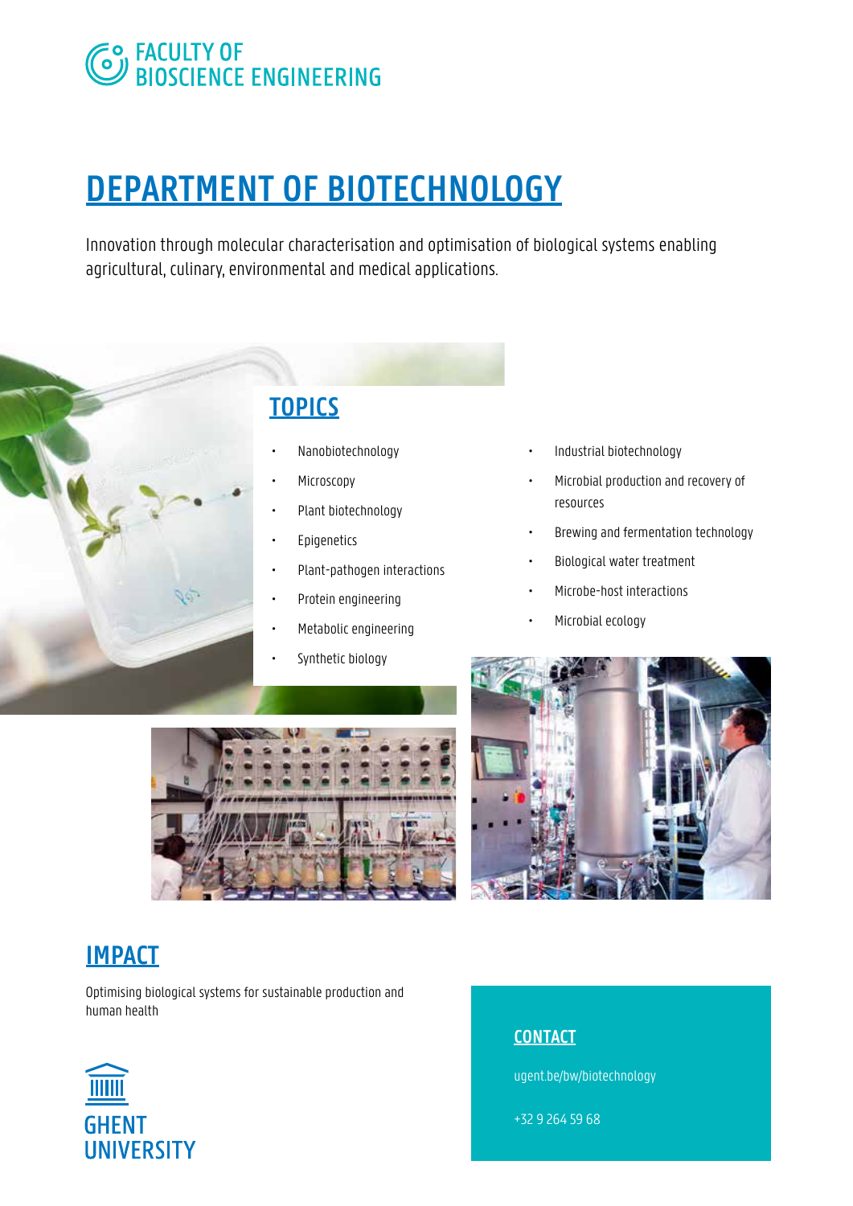FACULTY OF
BIOSCIENCE ENGINEERING

# DEPARTMENT OF BIOTECHNOLOGY

Innovation through molecular characterisation and optimisation of biological systems enabling agricultural, culinary, environmental and medical applications.

## TOPICS

- Nanobiotechnology
- Microscopy
- Plant biotechnology
- Epigenetics
- Plant-pathogen interactions
- Protein engineering
- Metabolic engineering
- Synthetic biology
- Industrial biotechnology
- Microbial production and recovery of resources
- Brewing and fermentation technology
- Biological water treatment
- Microbe-host interactions
- Microbial ecology

## IMPACT

Optimising biological systems for sustainable production and human health

## CONTACT

ugent.be/bw/biotechnology

+32 9 264 59 68

GHENT
UNIVERSITY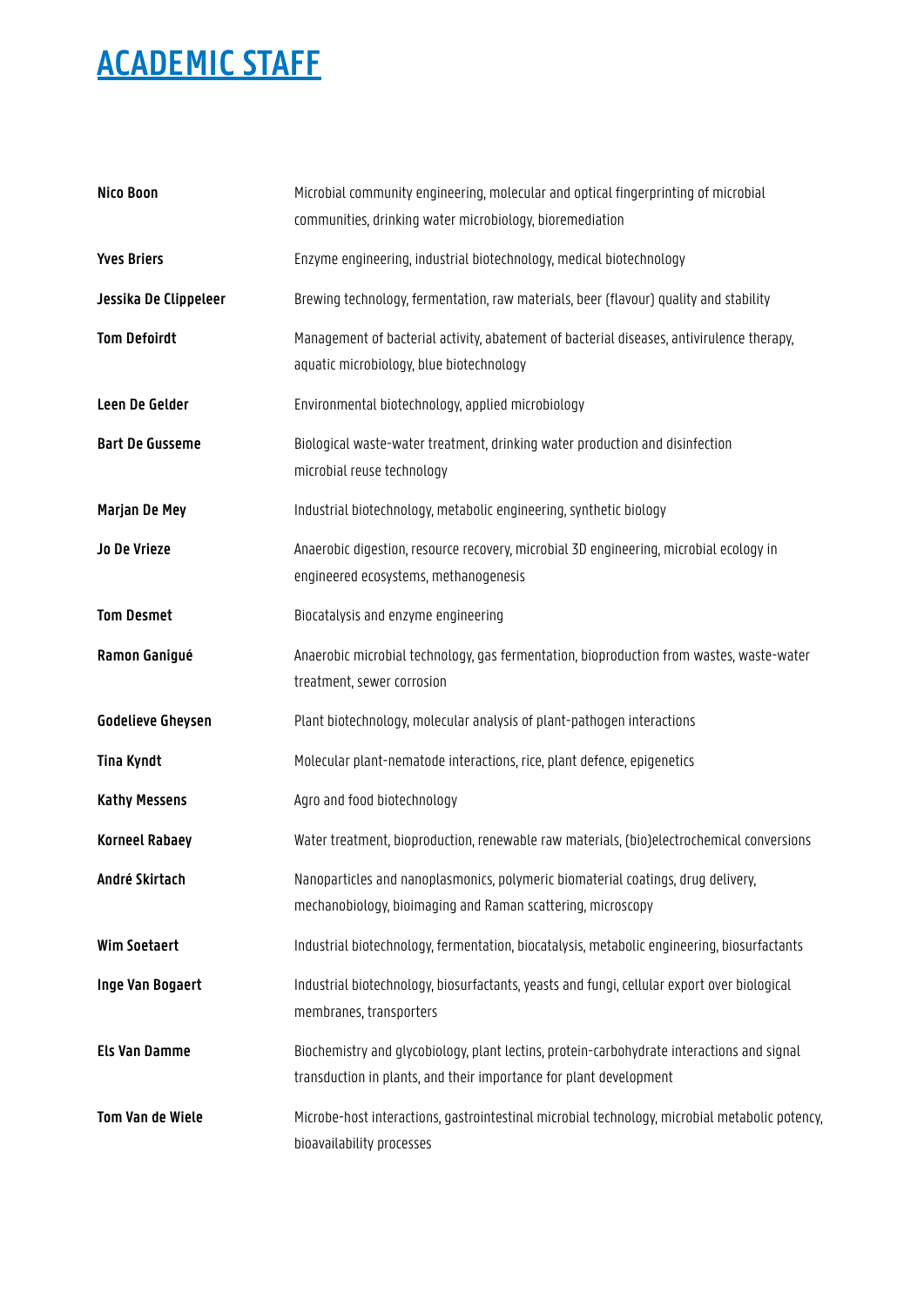# ACADEMIC STAFF

| | |
|---|---|
| **Nico Boon** | Microbial community engineering, molecular and optical fingerprinting of microbial communities, drinking water microbiology, bioremediation |
| **Yves Briers** | Enzyme engineering, industrial biotechnology, medical biotechnology |
| **Jessika De Clippeleer** | Brewing technology, fermentation, raw materials, beer (flavour) quality and stability |
| **Tom Defoirdt** | Management of bacterial activity, abatement of bacterial diseases, antivirulence therapy, aquatic microbiology, blue biotechnology |
| **Leen De Gelder** | Environmental biotechnology, applied microbiology |
| **Bart De Gusseme** | Biological waste-water treatment, drinking water production and disinfection microbial reuse technology |
| **Marjan De Mey** | Industrial biotechnology, metabolic engineering, synthetic biology |
| **Jo De Vrieze** | Anaerobic digestion, resource recovery, microbial 3D engineering, microbial ecology in engineered ecosystems, methanogenesis |
| **Tom Desmet** | Biocatalysis and enzyme engineering |
| **Ramon Ganigué** | Anaerobic microbial technology, gas fermentation, bioproduction from wastes, waste-water treatment, sewer corrosion |
| **Godelieve Gheysen** | Plant biotechnology, molecular analysis of plant-pathogen interactions |
| **Tina Kyndt** | Molecular plant-nematode interactions, rice, plant defence, epigenetics |
| **Kathy Messens** | Agro and food biotechnology |
| **Korneel Rabaey** | Water treatment, bioproduction, renewable raw materials, (bio)electrochemical conversions |
| **André Skirtach** | Nanoparticles and nanoplasmonics, polymeric biomaterial coatings, drug delivery, mechanobiology, bioimaging and Raman scattering, microscopy |
| **Wim Soetaert** | Industrial biotechnology, fermentation, biocatalysis, metabolic engineering, biosurfactants |
| **Inge Van Bogaert** | Industrial biotechnology, biosurfactants, yeasts and fungi, cellular export over biological membranes, transporters |
| **Els Van Damme** | Biochemistry and glycobiology, plant lectins, protein-carbohydrate interactions and signal transduction in plants, and their importance for plant development |
| **Tom Van de Wiele** | Microbe-host interactions, gastrointestinal microbial technology, microbial metabolic potency, bioavailability processes |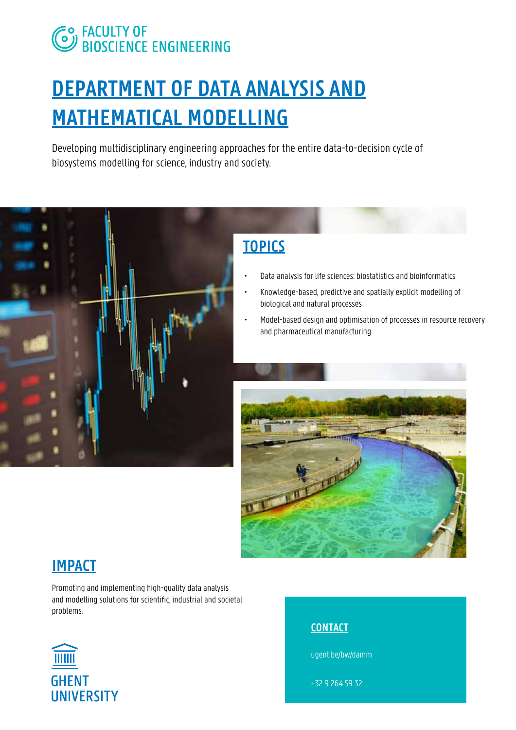FACULTY OF
BIOSCIENCE ENGINEERING

# DEPARTMENT OF DATA ANALYSIS AND MATHEMATICAL MODELLING

Developing multidisciplinary engineering approaches for the entire data-to-decision cycle of biosystems modelling for science, industry and society.

## TOPICS

- Data analysis for life sciences: biostatistics and bioinformatics
- Knowledge-based, predictive and spatially explicit modelling of biological and natural processes
- Model-based design and optimisation of processes in resource recovery and pharmaceutical manufacturing

## IMPACT

Promoting and implementing high-quality data analysis and modelling solutions for scientific, industrial and societal problems.

GHENT UNIVERSITY

## CONTACT

ugent.be/bw/damm

+32 9 264 59 32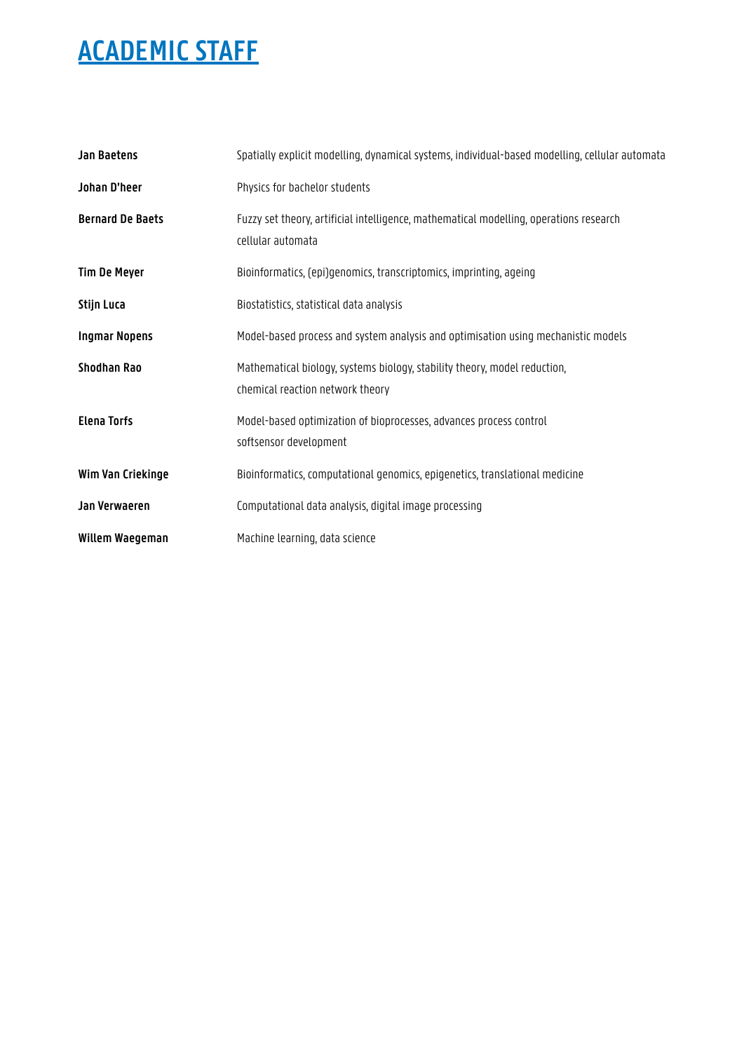# ACADEMIC STAFF

| | |
|---|---|
| **Jan Baetens** | Spatially explicit modelling, dynamical systems, individual-based modelling, cellular automata |
| **Johan D'heer** | Physics for bachelor students |
| **Bernard De Baets** | Fuzzy set theory, artificial intelligence, mathematical modelling, operations research cellular automata |
| **Tim De Meyer** | Bioinformatics, (epi)genomics, transcriptomics, imprinting, ageing |
| **Stijn Luca** | Biostatistics, statistical data analysis |
| **Ingmar Nopens** | Model-based process and system analysis and optimisation using mechanistic models |
| **Shodhan Rao** | Mathematical biology, systems biology, stability theory, model reduction, chemical reaction network theory |
| **Elena Torfs** | Model-based optimization of bioprocesses, advances process control softsensor development |
| **Wim Van Criekinge** | Bioinformatics, computational genomics, epigenetics, translational medicine |
| **Jan Verwaeren** | Computational data analysis, digital image processing |
| **Willem Waegeman** | Machine learning, data science |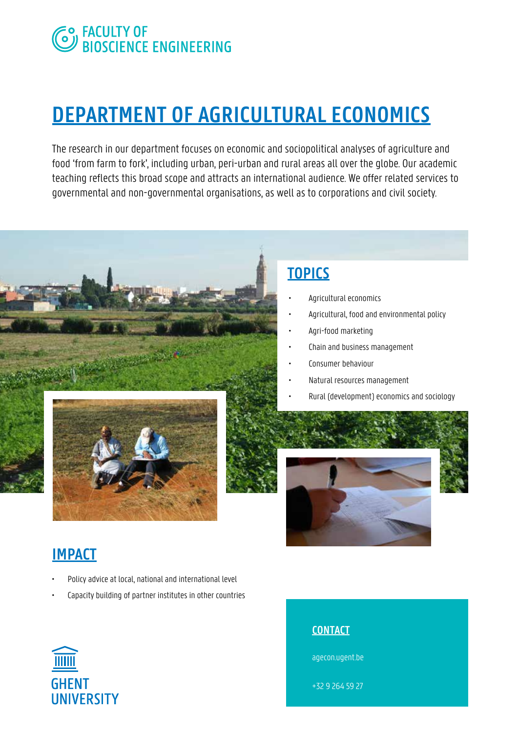FACULTY OF BIOSCIENCE ENGINEERING

# DEPARTMENT OF AGRICULTURAL ECONOMICS

The research in our department focuses on economic and sociopolitical analyses of agriculture and food 'from farm to fork', including urban, peri-urban and rural areas all over the globe. Our academic teaching reflects this broad scope and attracts an international audience. We offer related services to governmental and non-governmental organisations, as well as to corporations and civil society.

## TOPICS

- Agricultural economics
- Agricultural, food and environmental policy
- Agri-food marketing
- Chain and business management
- Consumer behaviour
- Natural resources management
- Rural (development) economics and sociology

## IMPACT

- Policy advice at local, national and international level
- Capacity building of partner institutes in other countries

## CONTACT

agecon.ugent.be

+32 9 264 59 27

GHENT UNIVERSITY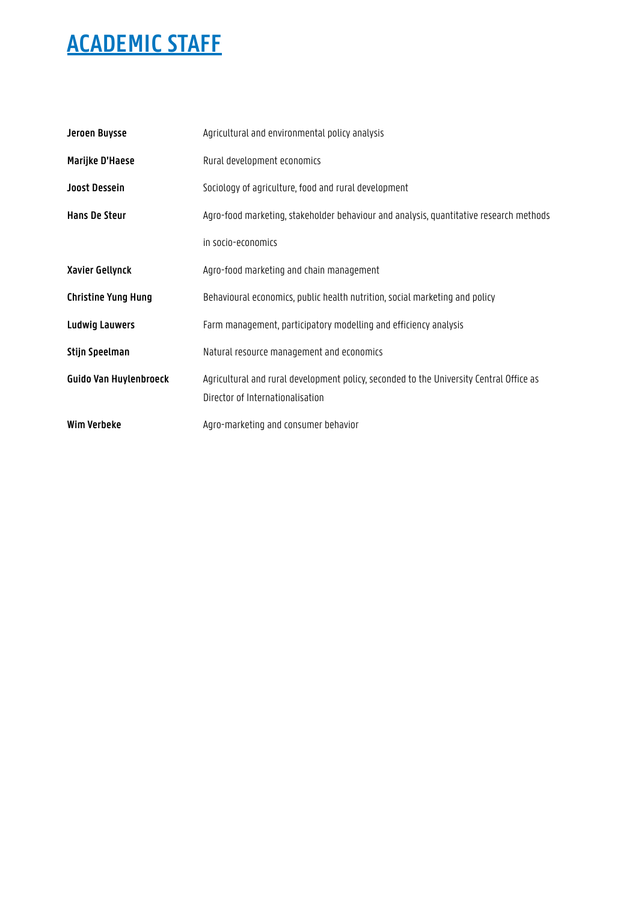# ACADEMIC STAFF

| | |
|---|---|
| **Jeroen Buysse** | Agricultural and environmental policy analysis |
| **Marijke D'Haese** | Rural development economics |
| **Joost Dessein** | Sociology of agriculture, food and rural development |
| **Hans De Steur** | Agro-food marketing, stakeholder behaviour and analysis, quantitative research methods in socio-economics |
| **Xavier Gellynck** | Agro-food marketing and chain management |
| **Christine Yung Hung** | Behavioural economics, public health nutrition, social marketing and policy |
| **Ludwig Lauwers** | Farm management, participatory modelling and efficiency analysis |
| **Stijn Speelman** | Natural resource management and economics |
| **Guido Van Huylenbroeck** | Agricultural and rural development policy, seconded to the University Central Office as Director of Internationalisation |
| **Wim Verbeke** | Agro-marketing and consumer behavior |